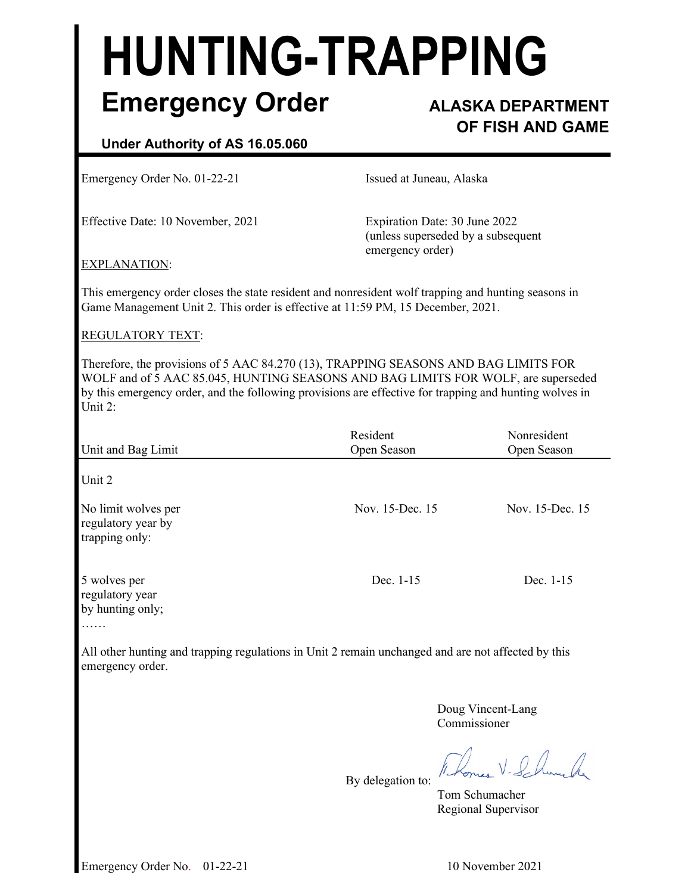# HUNTING-TRAPPING

## Emergency Order

**ALASKA DEPARTMENT OF FISH AND GAME**

**Under Authority of AS 16.05.060**

Emergency Order No. 01-22-21

Issued at Juneau, Alaska

Effective Date: 10 November, 2021

Expiration Date: 30 June 2022 (unless superseded by a subsequent emergency order)

EXPLANATION:

This emergency order closes the state resident and nonresident wolf trapping and hunting seasons in Game Management Unit 2. This order is effective at 11:59 PM, 15 December, 2021.

REGULATORY TEXT:

Therefore, the provisions of 5 AAC 84.270 (13), TRAPPING SEASONS AND BAG LIMITS FOR WOLF and of 5 AAC 85.045, HUNTING SEASONS AND BAG LIMITS FOR WOLF, are superseded by this emergency order, and the following provisions are effective for trapping and hunting wolves in Unit 2:

| Unit and Bag Limit | Resident Open Season | Nonresident Open Season |
|---|---|---|
| Unit 2 | | |
| No limit wolves per regulatory year by trapping only: | Nov. 15-Dec. 15 | Nov. 15-Dec. 15 |
| 5 wolves per regulatory year by hunting only; | Dec. 1-15 | Dec. 1-15 |
| …… | | |

All other hunting and trapping regulations in Unit 2 remain unchanged and are not affected by this emergency order.

Doug Vincent-Lang
Commissioner

By delegation to:

Tom Schumacher
Regional Supervisor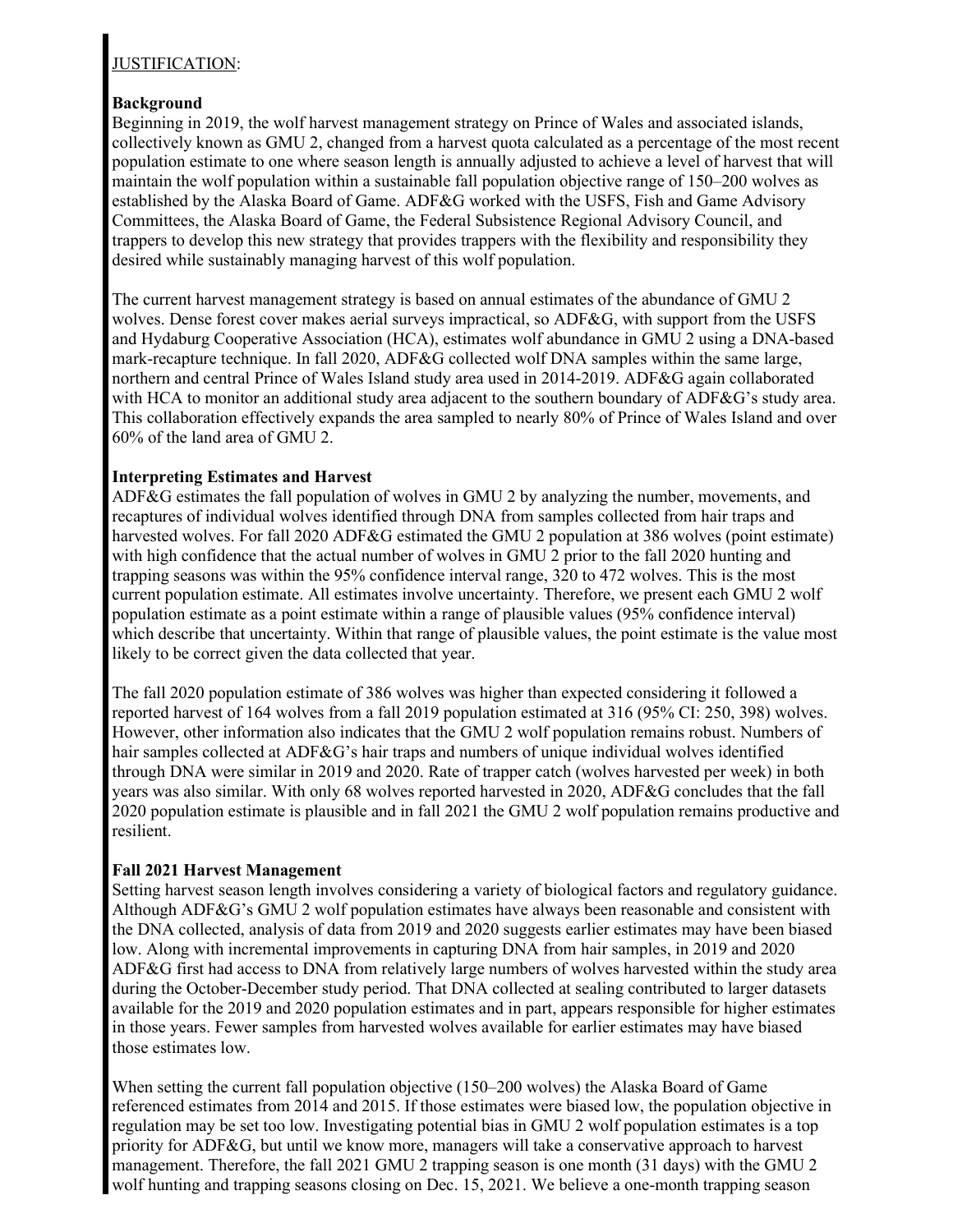JUSTIFICATION:

**Background**

Beginning in 2019, the wolf harvest management strategy on Prince of Wales and associated islands, collectively known as GMU 2, changed from a harvest quota calculated as a percentage of the most recent population estimate to one where season length is annually adjusted to achieve a level of harvest that will maintain the wolf population within a sustainable fall population objective range of 150–200 wolves as established by the Alaska Board of Game. ADF&G worked with the USFS, Fish and Game Advisory Committees, the Alaska Board of Game, the Federal Subsistence Regional Advisory Council, and trappers to develop this new strategy that provides trappers with the flexibility and responsibility they desired while sustainably managing harvest of this wolf population.

The current harvest management strategy is based on annual estimates of the abundance of GMU 2 wolves. Dense forest cover makes aerial surveys impractical, so ADF&G, with support from the USFS and Hydaburg Cooperative Association (HCA), estimates wolf abundance in GMU 2 using a DNA-based mark-recapture technique. In fall 2020, ADF&G collected wolf DNA samples within the same large, northern and central Prince of Wales Island study area used in 2014-2019. ADF&G again collaborated with HCA to monitor an additional study area adjacent to the southern boundary of ADF&G's study area. This collaboration effectively expands the area sampled to nearly 80% of Prince of Wales Island and over 60% of the land area of GMU 2.

**Interpreting Estimates and Harvest**

ADF&G estimates the fall population of wolves in GMU 2 by analyzing the number, movements, and recaptures of individual wolves identified through DNA from samples collected from hair traps and harvested wolves. For fall 2020 ADF&G estimated the GMU 2 population at 386 wolves (point estimate) with high confidence that the actual number of wolves in GMU 2 prior to the fall 2020 hunting and trapping seasons was within the 95% confidence interval range, 320 to 472 wolves. This is the most current population estimate. All estimates involve uncertainty. Therefore, we present each GMU 2 wolf population estimate as a point estimate within a range of plausible values (95% confidence interval) which describe that uncertainty. Within that range of plausible values, the point estimate is the value most likely to be correct given the data collected that year.

The fall 2020 population estimate of 386 wolves was higher than expected considering it followed a reported harvest of 164 wolves from a fall 2019 population estimated at 316 (95% CI: 250, 398) wolves. However, other information also indicates that the GMU 2 wolf population remains robust. Numbers of hair samples collected at ADF&G's hair traps and numbers of unique individual wolves identified through DNA were similar in 2019 and 2020. Rate of trapper catch (wolves harvested per week) in both years was also similar. With only 68 wolves reported harvested in 2020, ADF&G concludes that the fall 2020 population estimate is plausible and in fall 2021 the GMU 2 wolf population remains productive and resilient.

**Fall 2021 Harvest Management**

Setting harvest season length involves considering a variety of biological factors and regulatory guidance. Although ADF&G's GMU 2 wolf population estimates have always been reasonable and consistent with the DNA collected, analysis of data from 2019 and 2020 suggests earlier estimates may have been biased low. Along with incremental improvements in capturing DNA from hair samples, in 2019 and 2020 ADF&G first had access to DNA from relatively large numbers of wolves harvested within the study area during the October-December study period. That DNA collected at sealing contributed to larger datasets available for the 2019 and 2020 population estimates and in part, appears responsible for higher estimates in those years. Fewer samples from harvested wolves available for earlier estimates may have biased those estimates low.

When setting the current fall population objective (150–200 wolves) the Alaska Board of Game referenced estimates from 2014 and 2015. If those estimates were biased low, the population objective in regulation may be set too low. Investigating potential bias in GMU 2 wolf population estimates is a top priority for ADF&G, but until we know more, managers will take a conservative approach to harvest management. Therefore, the fall 2021 GMU 2 trapping season is one month (31 days) with the GMU 2 wolf hunting and trapping seasons closing on Dec. 15, 2021. We believe a one-month trapping season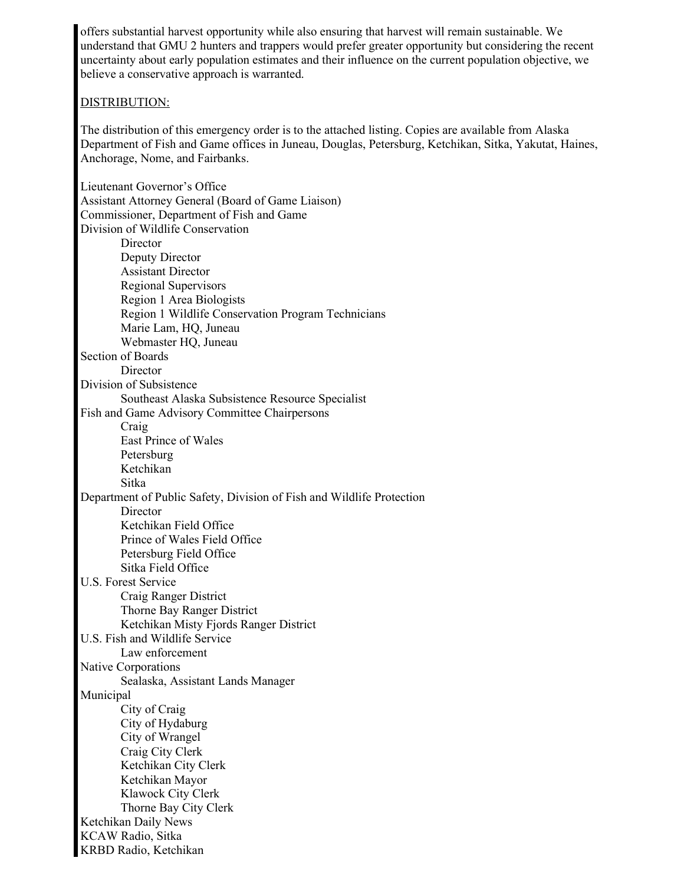offers substantial harvest opportunity while also ensuring that harvest will remain sustainable. We understand that GMU 2 hunters and trappers would prefer greater opportunity but considering the recent uncertainty about early population estimates and their influence on the current population objective, we believe a conservative approach is warranted.

<u>DISTRIBUTION:</u>

The distribution of this emergency order is to the attached listing. Copies are available from Alaska Department of Fish and Game offices in Juneau, Douglas, Petersburg, Ketchikan, Sitka, Yakutat, Haines, Anchorage, Nome, and Fairbanks.

Lieutenant Governor's Office
Assistant Attorney General (Board of Game Liaison)
Commissioner, Department of Fish and Game
Division of Wildlife Conservation
- Director
- Deputy Director
- Assistant Director
- Regional Supervisors
- Region 1 Area Biologists
- Region 1 Wildlife Conservation Program Technicians
- Marie Lam, HQ, Juneau
- Webmaster HQ, Juneau

Section of Boards
- Director

Division of Subsistence
- Southeast Alaska Subsistence Resource Specialist

Fish and Game Advisory Committee Chairpersons
- Craig
- East Prince of Wales
- Petersburg
- Ketchikan
- Sitka

Department of Public Safety, Division of Fish and Wildlife Protection
- Director
- Ketchikan Field Office
- Prince of Wales Field Office
- Petersburg Field Office
- Sitka Field Office

U.S. Forest Service
- Craig Ranger District
- Thorne Bay Ranger District
- Ketchikan Misty Fjords Ranger District

U.S. Fish and Wildlife Service
- Law enforcement

Native Corporations
- Sealaska, Assistant Lands Manager

Municipal
- City of Craig
- City of Hydaburg
- City of Wrangel
- Craig City Clerk
- Ketchikan City Clerk
- Ketchikan Mayor
- Klawock City Clerk
- Thorne Bay City Clerk

Ketchikan Daily News
KCAW Radio, Sitka
KRBD Radio, Ketchikan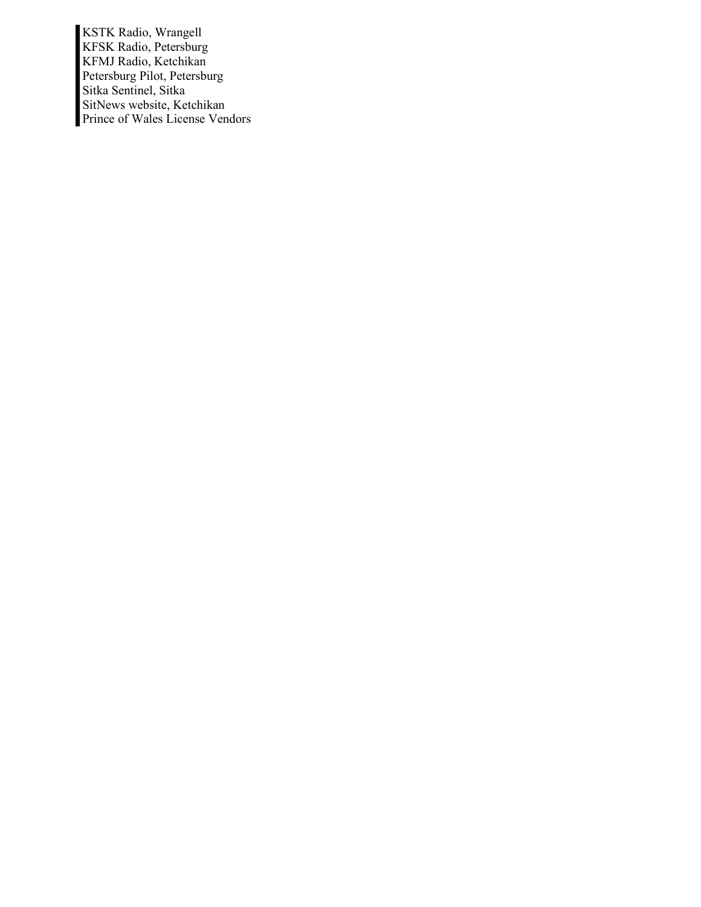KSTK Radio, Wrangell
KFSK Radio, Petersburg
KFMJ Radio, Ketchikan
Petersburg Pilot, Petersburg
Sitka Sentinel, Sitka
SitNews website, Ketchikan
Prince of Wales License Vendors